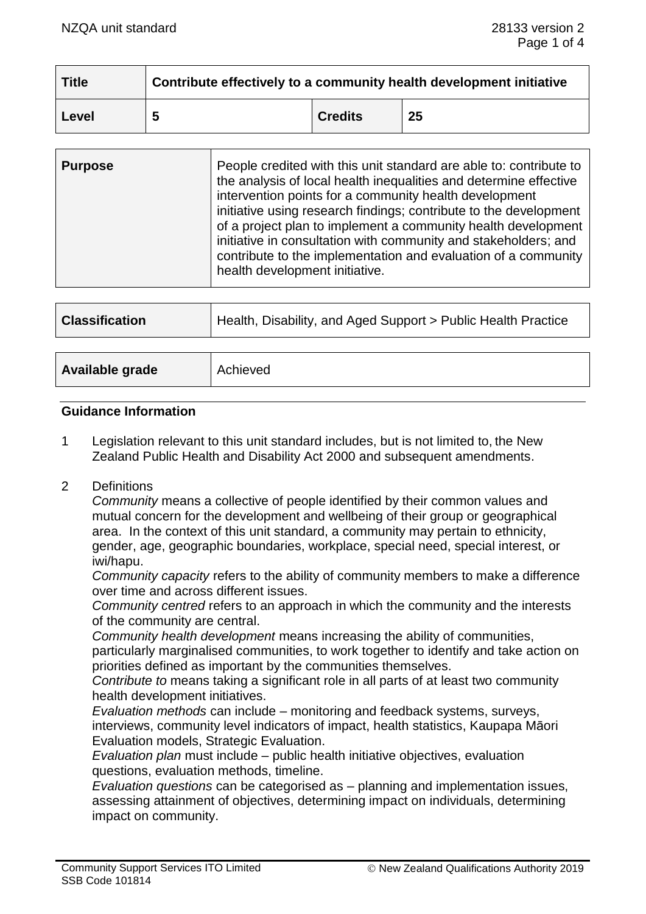| **Title** | **Contribute effectively to a community health development initiative** | | |
|---|---|---|---|
| **Level** | **5** | **Credits** | **25** |

| **Purpose** | People credited with this unit standard are able to: contribute to the analysis of local health inequalities and determine effective intervention points for a community health development initiative using research findings; contribute to the development of a project plan to implement a community health development initiative in consultation with community and stakeholders; and contribute to the implementation and evaluation of a community health development initiative. |
|---|---|

| **Classification** | Health, Disability, and Aged Support > Public Health Practice |
|---|---|

| **Available grade** | Achieved |
|---|---|

## Guidance Information

1 Legislation relevant to this unit standard includes, but is not limited to, the New Zealand Public Health and Disability Act 2000 and subsequent amendments.

2 Definitions

*Community* means a collective of people identified by their common values and mutual concern for the development and wellbeing of their group or geographical area. In the context of this unit standard, a community may pertain to ethnicity, gender, age, geographic boundaries, workplace, special need, special interest, or iwi/hapu.

*Community capacity* refers to the ability of community members to make a difference over time and across different issues.

*Community centred* refers to an approach in which the community and the interests of the community are central.

*Community health development* means increasing the ability of communities, particularly marginalised communities, to work together to identify and take action on priorities defined as important by the communities themselves.

*Contribute to* means taking a significant role in all parts of at least two community health development initiatives.

*Evaluation methods* can include – monitoring and feedback systems, surveys, interviews, community level indicators of impact, health statistics, Kaupapa Māori Evaluation models, Strategic Evaluation.

*Evaluation plan* must include – public health initiative objectives, evaluation questions, evaluation methods, timeline.

*Evaluation questions* can be categorised as – planning and implementation issues, assessing attainment of objectives, determining impact on individuals, determining impact on community.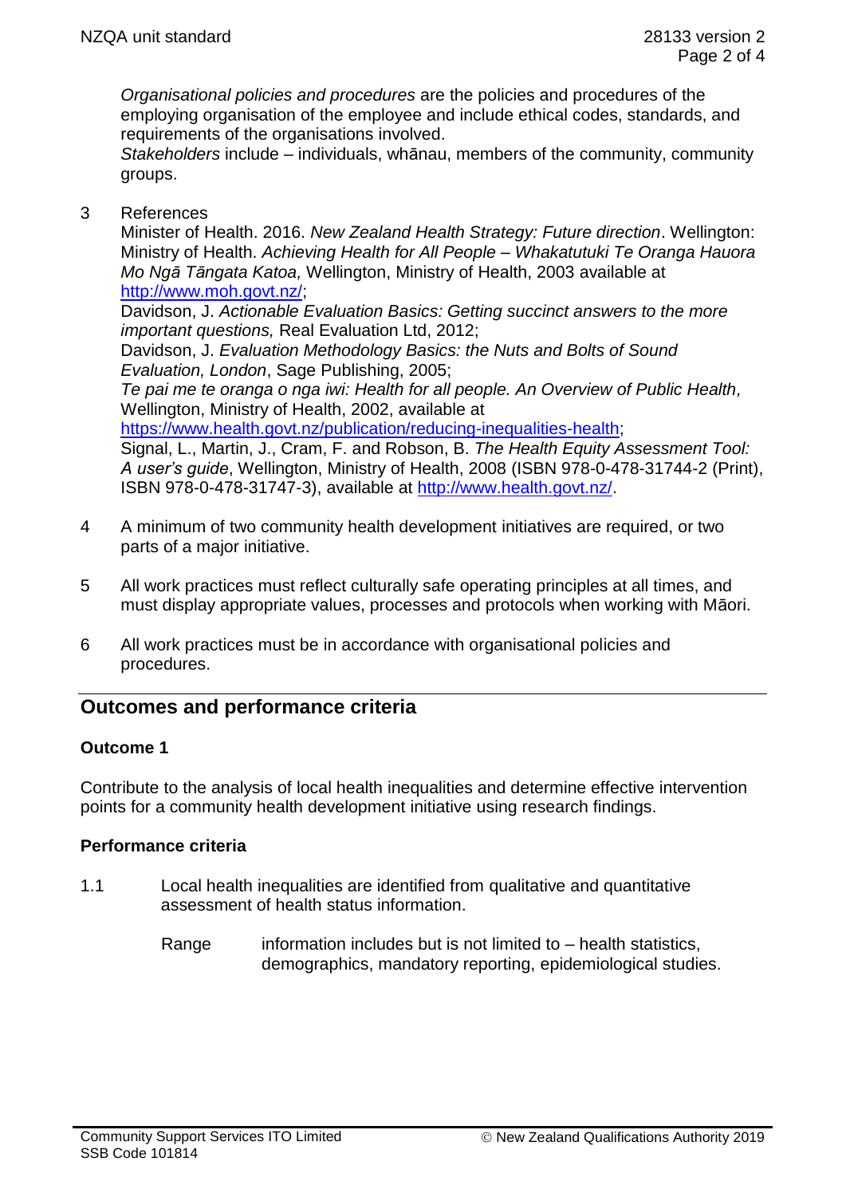*Organisational policies and procedures* are the policies and procedures of the employing organisation of the employee and include ethical codes, standards, and requirements of the organisations involved.
*Stakeholders* include – individuals, whānau, members of the community, community groups.

3 References

Minister of Health. 2016. *New Zealand Health Strategy: Future direction*. Wellington: Ministry of Health. *Achieving Health for All People – Whakatutuki Te Oranga Hauora Mo Ngā Tāngata Katoa,* Wellington, Ministry of Health, 2003 available at http://www.moh.govt.nz/;
Davidson, J. *Actionable Evaluation Basics: Getting succinct answers to the more important questions,* Real Evaluation Ltd, 2012;
Davidson, J. *Evaluation Methodology Basics: the Nuts and Bolts of Sound Evaluation, London*, Sage Publishing, 2005;
*Te pai me te oranga o nga iwi: Health for all people. An Overview of Public Health,* Wellington, Ministry of Health, 2002, available at https://www.health.govt.nz/publication/reducing-inequalities-health;
Signal, L., Martin, J., Cram, F. and Robson, B. *The Health Equity Assessment Tool: A user's guide*, Wellington, Ministry of Health, 2008 (ISBN 978-0-478-31744-2 (Print), ISBN 978-0-478-31747-3), available at http://www.health.govt.nz/.

4 A minimum of two community health development initiatives are required, or two parts of a major initiative.

5 All work practices must reflect culturally safe operating principles at all times, and must display appropriate values, processes and protocols when working with Māori.

6 All work practices must be in accordance with organisational policies and procedures.

## Outcomes and performance criteria

### Outcome 1

Contribute to the analysis of local health inequalities and determine effective intervention points for a community health development initiative using research findings.

### Performance criteria

1.1 Local health inequalities are identified from qualitative and quantitative assessment of health status information.

Range information includes but is not limited to – health statistics, demographics, mandatory reporting, epidemiological studies.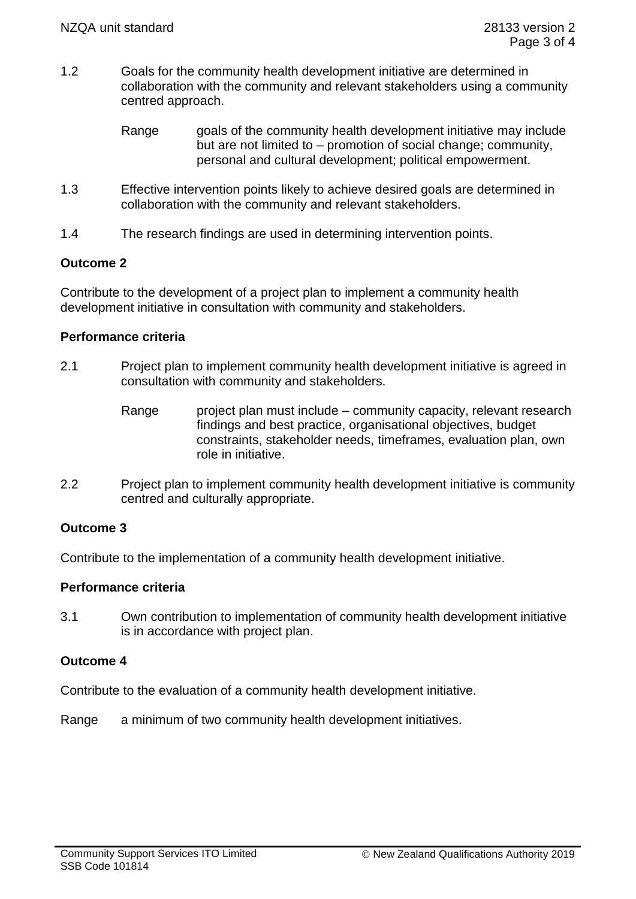1.2 Goals for the community health development initiative are determined in collaboration with the community and relevant stakeholders using a community centred approach.

Range goals of the community health development initiative may include but are not limited to – promotion of social change; community, personal and cultural development; political empowerment.

1.3 Effective intervention points likely to achieve desired goals are determined in collaboration with the community and relevant stakeholders.

1.4 The research findings are used in determining intervention points.

**Outcome 2**

Contribute to the development of a project plan to implement a community health development initiative in consultation with community and stakeholders.

**Performance criteria**

2.1 Project plan to implement community health development initiative is agreed in consultation with community and stakeholders.

Range project plan must include – community capacity, relevant research findings and best practice, organisational objectives, budget constraints, stakeholder needs, timeframes, evaluation plan, own role in initiative.

2.2 Project plan to implement community health development initiative is community centred and culturally appropriate.

**Outcome 3**

Contribute to the implementation of a community health development initiative.

**Performance criteria**

3.1 Own contribution to implementation of community health development initiative is in accordance with project plan.

**Outcome 4**

Contribute to the evaluation of a community health development initiative.

Range a minimum of two community health development initiatives.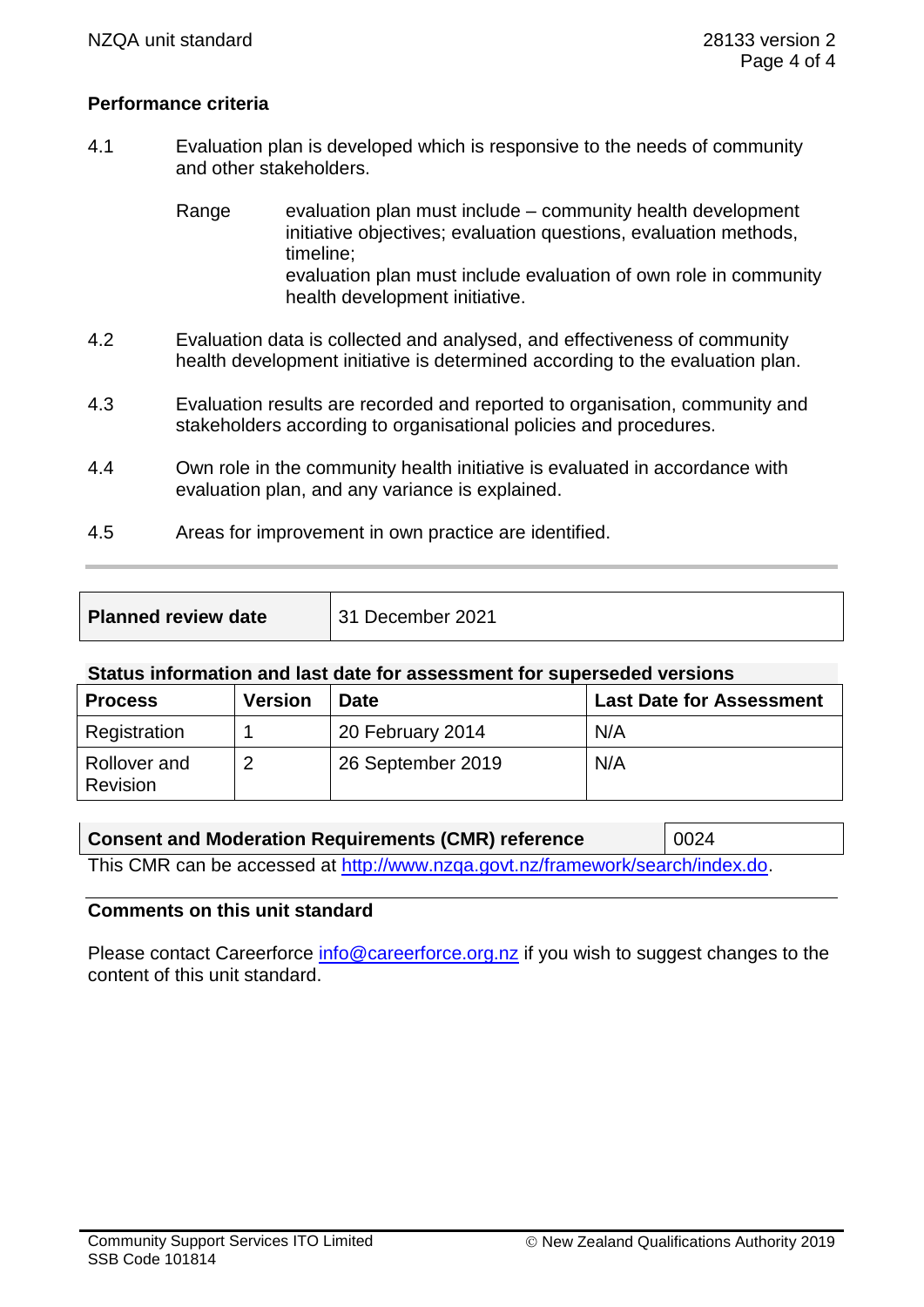**Performance criteria**

4.1 Evaluation plan is developed which is responsive to the needs of community and other stakeholders.

Range evaluation plan must include – community health development initiative objectives; evaluation questions, evaluation methods, timeline;
evaluation plan must include evaluation of own role in community health development initiative.

4.2 Evaluation data is collected and analysed, and effectiveness of community health development initiative is determined according to the evaluation plan.

4.3 Evaluation results are recorded and reported to organisation, community and stakeholders according to organisational policies and procedures.

4.4 Own role in the community health initiative is evaluated in accordance with evaluation plan, and any variance is explained.

4.5 Areas for improvement in own practice are identified.

| | |
|---|---|
| **Planned review date** | 31 December 2021 |

**Status information and last date for assessment for superseded versions**

| Process | Version | Date | Last Date for Assessment |
|---|---|---|---|
| Registration | 1 | 20 February 2014 | N/A |
| Rollover and Revision | 2 | 26 September 2019 | N/A |

| | |
|---|---|
| **Consent and Moderation Requirements (CMR) reference** | 0024 |

This CMR can be accessed at http://www.nzqa.govt.nz/framework/search/index.do.

**Comments on this unit standard**

Please contact Careerforce info@careerforce.org.nz if you wish to suggest changes to the content of this unit standard.